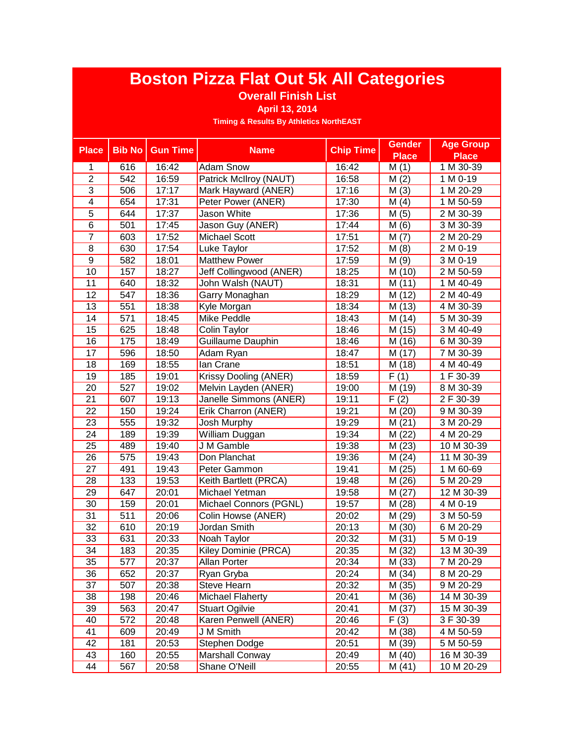# Boston Pizza Flat Out 5k All Categories

## Overall Finish List

**April 13, 2014**

**Timing & Results By Athletics NorthEAST**

| Place | Bib No | Gun Time | Name | Chip Time | Gender Place | Age Group Place |
|---|---|---|---|---|---|---|
| 1 | 616 | 16:42 | Adam Snow | 16:42 | M (1) | 1 M 30-39 |
| 2 | 542 | 16:59 | Patrick McIlroy (NAUT) | 16:58 | M (2) | 1 M 0-19 |
| 3 | 506 | 17:17 | Mark Hayward (ANER) | 17:16 | M (3) | 1 M 20-29 |
| 4 | 654 | 17:31 | Peter Power (ANER) | 17:30 | M (4) | 1 M 50-59 |
| 5 | 644 | 17:37 | Jason White | 17:36 | M (5) | 2 M 30-39 |
| 6 | 501 | 17:45 | Jason Guy (ANER) | 17:44 | M (6) | 3 M 30-39 |
| 7 | 603 | 17:52 | Michael Scott | 17:51 | M (7) | 2 M 20-29 |
| 8 | 630 | 17:54 | Luke Taylor | 17:52 | M (8) | 2 M 0-19 |
| 9 | 582 | 18:01 | Matthew Power | 17:59 | M (9) | 3 M 0-19 |
| 10 | 157 | 18:27 | Jeff Collingwood (ANER) | 18:25 | M (10) | 2 M 50-59 |
| 11 | 640 | 18:32 | John Walsh (NAUT) | 18:31 | M (11) | 1 M 40-49 |
| 12 | 547 | 18:36 | Garry Monaghan | 18:29 | M (12) | 2 M 40-49 |
| 13 | 551 | 18:38 | Kyle Morgan | 18:34 | M (13) | 4 M 30-39 |
| 14 | 571 | 18:45 | Mike Peddle | 18:43 | M (14) | 5 M 30-39 |
| 15 | 625 | 18:48 | Colin Taylor | 18:46 | M (15) | 3 M 40-49 |
| 16 | 175 | 18:49 | Guillaume Dauphin | 18:46 | M (16) | 6 M 30-39 |
| 17 | 596 | 18:50 | Adam Ryan | 18:47 | M (17) | 7 M 30-39 |
| 18 | 169 | 18:55 | Ian Crane | 18:51 | M (18) | 4 M 40-49 |
| 19 | 185 | 19:01 | Krissy Dooling (ANER) | 18:59 | F (1) | 1 F 30-39 |
| 20 | 527 | 19:02 | Melvin Layden (ANER) | 19:00 | M (19) | 8 M 30-39 |
| 21 | 607 | 19:13 | Janelle Simmons (ANER) | 19:11 | F (2) | 2 F 30-39 |
| 22 | 150 | 19:24 | Erik Charron (ANER) | 19:21 | M (20) | 9 M 30-39 |
| 23 | 555 | 19:32 | Josh Murphy | 19:29 | M (21) | 3 M 20-29 |
| 24 | 189 | 19:39 | William Duggan | 19:34 | M (22) | 4 M 20-29 |
| 25 | 489 | 19:40 | J M Gamble | 19:38 | M (23) | 10 M 30-39 |
| 26 | 575 | 19:43 | Don Planchat | 19:36 | M (24) | 11 M 30-39 |
| 27 | 491 | 19:43 | Peter Gammon | 19:41 | M (25) | 1 M 60-69 |
| 28 | 133 | 19:53 | Keith Bartlett (PRCA) | 19:48 | M (26) | 5 M 20-29 |
| 29 | 647 | 20:01 | Michael Yetman | 19:58 | M (27) | 12 M 30-39 |
| 30 | 159 | 20:01 | Michael Connors (PGNL) | 19:57 | M (28) | 4 M 0-19 |
| 31 | 511 | 20:06 | Colin Howse (ANER) | 20:02 | M (29) | 3 M 50-59 |
| 32 | 610 | 20:19 | Jordan Smith | 20:13 | M (30) | 6 M 20-29 |
| 33 | 631 | 20:33 | Noah Taylor | 20:32 | M (31) | 5 M 0-19 |
| 34 | 183 | 20:35 | Kiley Dominie (PRCA) | 20:35 | M (32) | 13 M 30-39 |
| 35 | 577 | 20:37 | Allan Porter | 20:34 | M (33) | 7 M 20-29 |
| 36 | 652 | 20:37 | Ryan Gryba | 20:24 | M (34) | 8 M 20-29 |
| 37 | 507 | 20:38 | Steve Hearn | 20:32 | M (35) | 9 M 20-29 |
| 38 | 198 | 20:46 | Michael Flaherty | 20:41 | M (36) | 14 M 30-39 |
| 39 | 563 | 20:47 | Stuart Ogilvie | 20:41 | M (37) | 15 M 30-39 |
| 40 | 572 | 20:48 | Karen Penwell (ANER) | 20:46 | F (3) | 3 F 30-39 |
| 41 | 609 | 20:49 | J M Smith | 20:42 | M (38) | 4 M 50-59 |
| 42 | 181 | 20:53 | Stephen Dodge | 20:51 | M (39) | 5 M 50-59 |
| 43 | 160 | 20:55 | Marshall Conway | 20:49 | M (40) | 16 M 30-39 |
| 44 | 567 | 20:58 | Shane O'Neill | 20:55 | M (41) | 10 M 20-29 |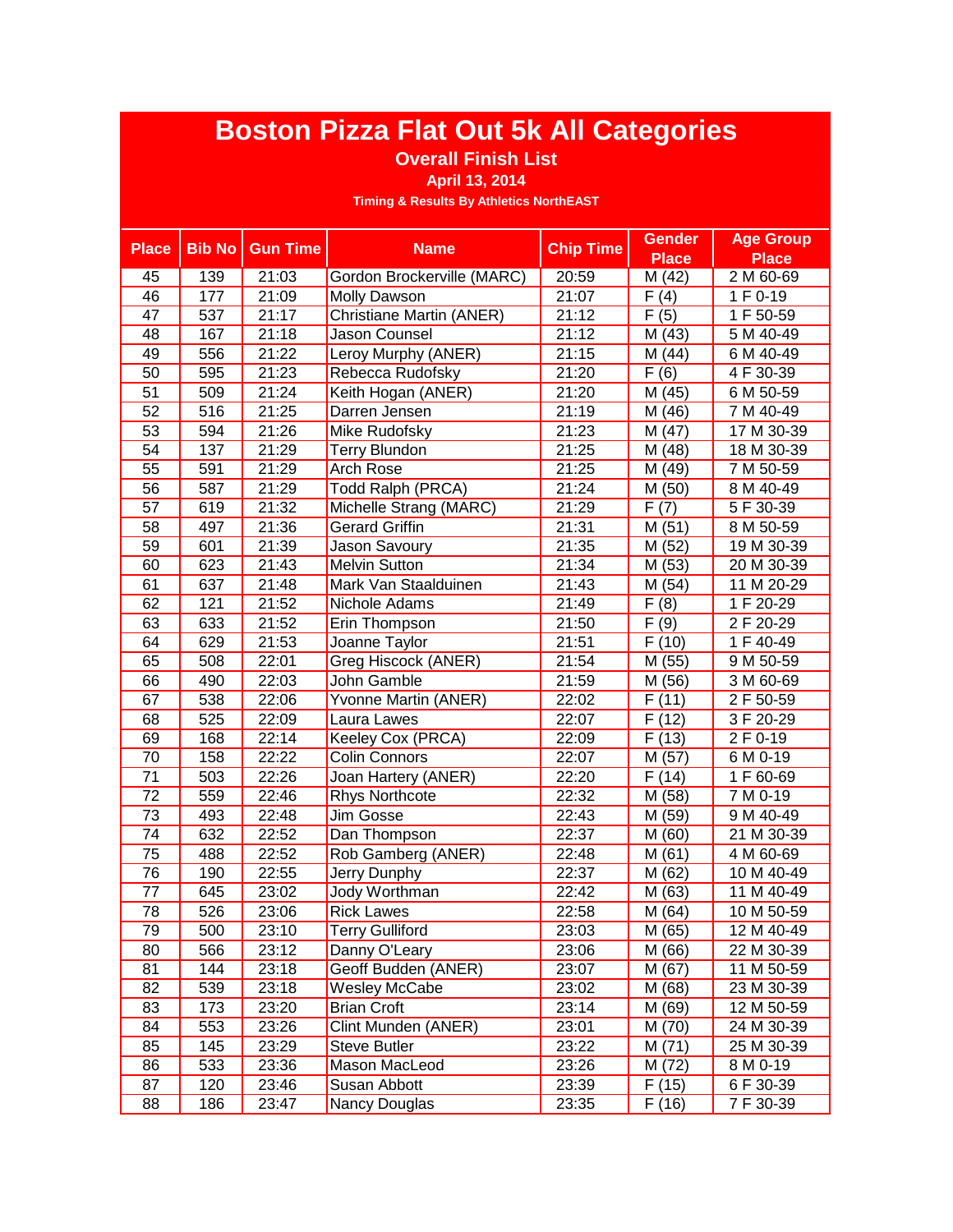# Boston Pizza Flat Out 5k All Categories

## Overall Finish List

**April 13, 2014**

**Timing & Results By Athletics NorthEAST**

| Place | Bib No | Gun Time | Name | Chip Time | Gender Place | Age Group Place |
|---|---|---|---|---|---|---|
| 45 | 139 | 21:03 | Gordon Brockerville (MARC) | 20:59 | M (42) | 2 M 60-69 |
| 46 | 177 | 21:09 | Molly Dawson | 21:07 | F (4) | 1 F 0-19 |
| 47 | 537 | 21:17 | Christiane Martin (ANER) | 21:12 | F (5) | 1 F 50-59 |
| 48 | 167 | 21:18 | Jason Counsel | 21:12 | M (43) | 5 M 40-49 |
| 49 | 556 | 21:22 | Leroy Murphy (ANER) | 21:15 | M (44) | 6 M 40-49 |
| 50 | 595 | 21:23 | Rebecca Rudofsky | 21:20 | F (6) | 4 F 30-39 |
| 51 | 509 | 21:24 | Keith Hogan (ANER) | 21:20 | M (45) | 6 M 50-59 |
| 52 | 516 | 21:25 | Darren Jensen | 21:19 | M (46) | 7 M 40-49 |
| 53 | 594 | 21:26 | Mike Rudofsky | 21:23 | M (47) | 17 M 30-39 |
| 54 | 137 | 21:29 | Terry Blundon | 21:25 | M (48) | 18 M 30-39 |
| 55 | 591 | 21:29 | Arch Rose | 21:25 | M (49) | 7 M 50-59 |
| 56 | 587 | 21:29 | Todd Ralph (PRCA) | 21:24 | M (50) | 8 M 40-49 |
| 57 | 619 | 21:32 | Michelle Strang (MARC) | 21:29 | F (7) | 5 F 30-39 |
| 58 | 497 | 21:36 | Gerard Griffin | 21:31 | M (51) | 8 M 50-59 |
| 59 | 601 | 21:39 | Jason Savoury | 21:35 | M (52) | 19 M 30-39 |
| 60 | 623 | 21:43 | Melvin Sutton | 21:34 | M (53) | 20 M 30-39 |
| 61 | 637 | 21:48 | Mark Van Staalduinen | 21:43 | M (54) | 11 M 20-29 |
| 62 | 121 | 21:52 | Nichole Adams | 21:49 | F (8) | 1 F 20-29 |
| 63 | 633 | 21:52 | Erin Thompson | 21:50 | F (9) | 2 F 20-29 |
| 64 | 629 | 21:53 | Joanne Taylor | 21:51 | F (10) | 1 F 40-49 |
| 65 | 508 | 22:01 | Greg Hiscock (ANER) | 21:54 | M (55) | 9 M 50-59 |
| 66 | 490 | 22:03 | John Gamble | 21:59 | M (56) | 3 M 60-69 |
| 67 | 538 | 22:06 | Yvonne Martin (ANER) | 22:02 | F (11) | 2 F 50-59 |
| 68 | 525 | 22:09 | Laura Lawes | 22:07 | F (12) | 3 F 20-29 |
| 69 | 168 | 22:14 | Keeley Cox (PRCA) | 22:09 | F (13) | 2 F 0-19 |
| 70 | 158 | 22:22 | Colin Connors | 22:07 | M (57) | 6 M 0-19 |
| 71 | 503 | 22:26 | Joan Hartery (ANER) | 22:20 | F (14) | 1 F 60-69 |
| 72 | 559 | 22:46 | Rhys Northcote | 22:32 | M (58) | 7 M 0-19 |
| 73 | 493 | 22:48 | Jim Gosse | 22:43 | M (59) | 9 M 40-49 |
| 74 | 632 | 22:52 | Dan Thompson | 22:37 | M (60) | 21 M 30-39 |
| 75 | 488 | 22:52 | Rob Gamberg (ANER) | 22:48 | M (61) | 4 M 60-69 |
| 76 | 190 | 22:55 | Jerry Dunphy | 22:37 | M (62) | 10 M 40-49 |
| 77 | 645 | 23:02 | Jody Worthman | 22:42 | M (63) | 11 M 40-49 |
| 78 | 526 | 23:06 | Rick Lawes | 22:58 | M (64) | 10 M 50-59 |
| 79 | 500 | 23:10 | Terry Gulliford | 23:03 | M (65) | 12 M 40-49 |
| 80 | 566 | 23:12 | Danny O'Leary | 23:06 | M (66) | 22 M 30-39 |
| 81 | 144 | 23:18 | Geoff Budden (ANER) | 23:07 | M (67) | 11 M 50-59 |
| 82 | 539 | 23:18 | Wesley McCabe | 23:02 | M (68) | 23 M 30-39 |
| 83 | 173 | 23:20 | Brian Croft | 23:14 | M (69) | 12 M 50-59 |
| 84 | 553 | 23:26 | Clint Munden (ANER) | 23:01 | M (70) | 24 M 30-39 |
| 85 | 145 | 23:29 | Steve Butler | 23:22 | M (71) | 25 M 30-39 |
| 86 | 533 | 23:36 | Mason MacLeod | 23:26 | M (72) | 8 M 0-19 |
| 87 | 120 | 23:46 | Susan Abbott | 23:39 | F (15) | 6 F 30-39 |
| 88 | 186 | 23:47 | Nancy Douglas | 23:35 | F (16) | 7 F 30-39 |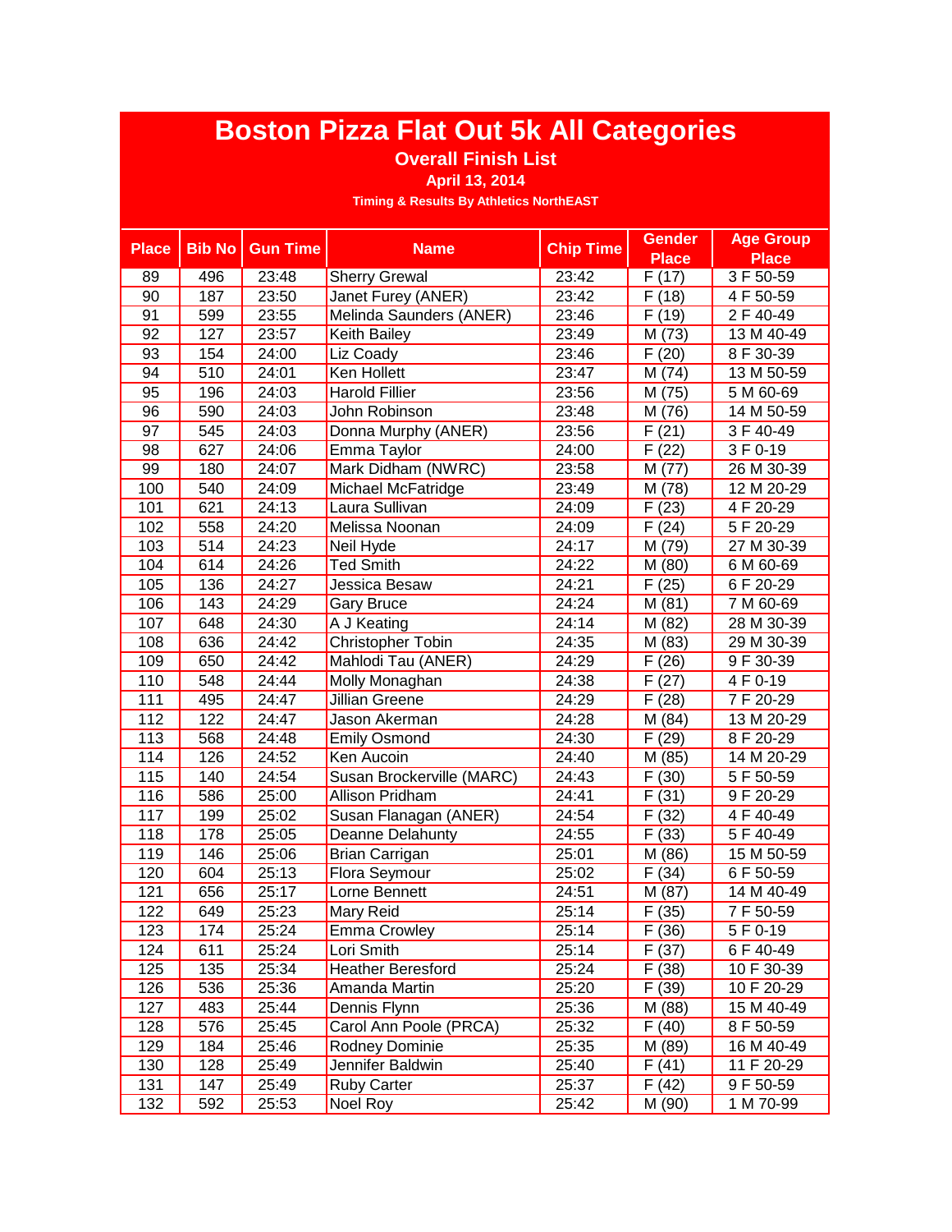# Boston Pizza Flat Out 5k All Categories

## Overall Finish List

**April 13, 2014**

**Timing & Results By Athletics NorthEAST**

| Place | Bib No | Gun Time | Name | Chip Time | Gender Place | Age Group Place |
|---|---|---|---|---|---|---|
| 89 | 496 | 23:48 | Sherry Grewal | 23:42 | F (17) | 3 F 50-59 |
| 90 | 187 | 23:50 | Janet Furey (ANER) | 23:42 | F (18) | 4 F 50-59 |
| 91 | 599 | 23:55 | Melinda Saunders (ANER) | 23:46 | F (19) | 2 F 40-49 |
| 92 | 127 | 23:57 | Keith Bailey | 23:49 | M (73) | 13 M 40-49 |
| 93 | 154 | 24:00 | Liz Coady | 23:46 | F (20) | 8 F 30-39 |
| 94 | 510 | 24:01 | Ken Hollett | 23:47 | M (74) | 13 M 50-59 |
| 95 | 196 | 24:03 | Harold Fillier | 23:56 | M (75) | 5 M 60-69 |
| 96 | 590 | 24:03 | John Robinson | 23:48 | M (76) | 14 M 50-59 |
| 97 | 545 | 24:03 | Donna Murphy (ANER) | 23:56 | F (21) | 3 F 40-49 |
| 98 | 627 | 24:06 | Emma Taylor | 24:00 | F (22) | 3 F 0-19 |
| 99 | 180 | 24:07 | Mark Didham (NWRC) | 23:58 | M (77) | 26 M 30-39 |
| 100 | 540 | 24:09 | Michael McFatridge | 23:49 | M (78) | 12 M 20-29 |
| 101 | 621 | 24:13 | Laura Sullivan | 24:09 | F (23) | 4 F 20-29 |
| 102 | 558 | 24:20 | Melissa Noonan | 24:09 | F (24) | 5 F 20-29 |
| 103 | 514 | 24:23 | Neil Hyde | 24:17 | M (79) | 27 M 30-39 |
| 104 | 614 | 24:26 | Ted Smith | 24:22 | M (80) | 6 M 60-69 |
| 105 | 136 | 24:27 | Jessica Besaw | 24:21 | F (25) | 6 F 20-29 |
| 106 | 143 | 24:29 | Gary Bruce | 24:24 | M (81) | 7 M 60-69 |
| 107 | 648 | 24:30 | A J Keating | 24:14 | M (82) | 28 M 30-39 |
| 108 | 636 | 24:42 | Christopher Tobin | 24:35 | M (83) | 29 M 30-39 |
| 109 | 650 | 24:42 | Mahlodi Tau (ANER) | 24:29 | F (26) | 9 F 30-39 |
| 110 | 548 | 24:44 | Molly Monaghan | 24:38 | F (27) | 4 F 0-19 |
| 111 | 495 | 24:47 | Jillian Greene | 24:29 | F (28) | 7 F 20-29 |
| 112 | 122 | 24:47 | Jason Akerman | 24:28 | M (84) | 13 M 20-29 |
| 113 | 568 | 24:48 | Emily Osmond | 24:30 | F (29) | 8 F 20-29 |
| 114 | 126 | 24:52 | Ken Aucoin | 24:40 | M (85) | 14 M 20-29 |
| 115 | 140 | 24:54 | Susan Brockerville (MARC) | 24:43 | F (30) | 5 F 50-59 |
| 116 | 586 | 25:00 | Allison Pridham | 24:41 | F (31) | 9 F 20-29 |
| 117 | 199 | 25:02 | Susan Flanagan (ANER) | 24:54 | F (32) | 4 F 40-49 |
| 118 | 178 | 25:05 | Deanne Delahunty | 24:55 | F (33) | 5 F 40-49 |
| 119 | 146 | 25:06 | Brian Carrigan | 25:01 | M (86) | 15 M 50-59 |
| 120 | 604 | 25:13 | Flora Seymour | 25:02 | F (34) | 6 F 50-59 |
| 121 | 656 | 25:17 | Lorne Bennett | 24:51 | M (87) | 14 M 40-49 |
| 122 | 649 | 25:23 | Mary Reid | 25:14 | F (35) | 7 F 50-59 |
| 123 | 174 | 25:24 | Emma Crowley | 25:14 | F (36) | 5 F 0-19 |
| 124 | 611 | 25:24 | Lori Smith | 25:14 | F (37) | 6 F 40-49 |
| 125 | 135 | 25:34 | Heather Beresford | 25:24 | F (38) | 10 F 30-39 |
| 126 | 536 | 25:36 | Amanda Martin | 25:20 | F (39) | 10 F 20-29 |
| 127 | 483 | 25:44 | Dennis Flynn | 25:36 | M (88) | 15 M 40-49 |
| 128 | 576 | 25:45 | Carol Ann Poole (PRCA) | 25:32 | F (40) | 8 F 50-59 |
| 129 | 184 | 25:46 | Rodney Dominie | 25:35 | M (89) | 16 M 40-49 |
| 130 | 128 | 25:49 | Jennifer Baldwin | 25:40 | F (41) | 11 F 20-29 |
| 131 | 147 | 25:49 | Ruby Carter | 25:37 | F (42) | 9 F 50-59 |
| 132 | 592 | 25:53 | Noel Roy | 25:42 | M (90) | 1 M 70-99 |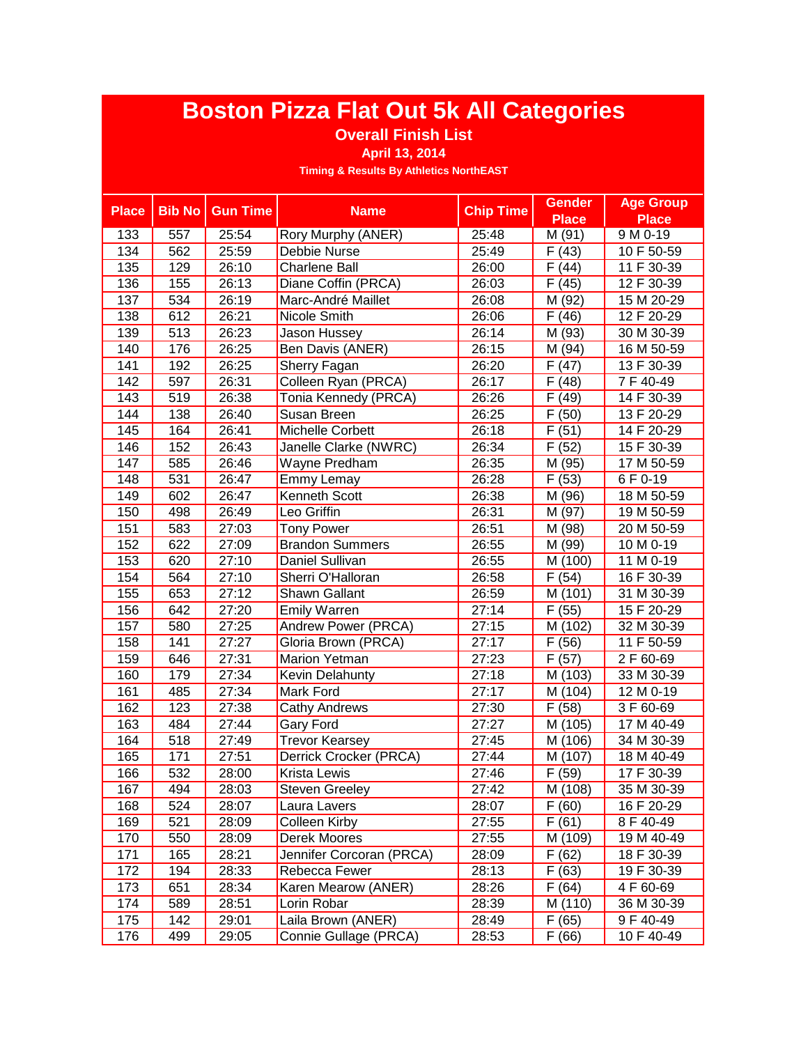# Boston Pizza Flat Out 5k All Categories

## Overall Finish List

**April 13, 2014**

**Timing & Results By Athletics NorthEAST**

| Place | Bib No | Gun Time | Name | Chip Time | Gender Place | Age Group Place |
|---|---|---|---|---|---|---|
| 133 | 557 | 25:54 | Rory Murphy (ANER) | 25:48 | M (91) | 9 M 0-19 |
| 134 | 562 | 25:59 | Debbie Nurse | 25:49 | F (43) | 10 F 50-59 |
| 135 | 129 | 26:10 | Charlene Ball | 26:00 | F (44) | 11 F 30-39 |
| 136 | 155 | 26:13 | Diane Coffin (PRCA) | 26:03 | F (45) | 12 F 30-39 |
| 137 | 534 | 26:19 | Marc-André Maillet | 26:08 | M (92) | 15 M 20-29 |
| 138 | 612 | 26:21 | Nicole Smith | 26:06 | F (46) | 12 F 20-29 |
| 139 | 513 | 26:23 | Jason Hussey | 26:14 | M (93) | 30 M 30-39 |
| 140 | 176 | 26:25 | Ben Davis (ANER) | 26:15 | M (94) | 16 M 50-59 |
| 141 | 192 | 26:25 | Sherry Fagan | 26:20 | F (47) | 13 F 30-39 |
| 142 | 597 | 26:31 | Colleen Ryan (PRCA) | 26:17 | F (48) | 7 F 40-49 |
| 143 | 519 | 26:38 | Tonia Kennedy (PRCA) | 26:26 | F (49) | 14 F 30-39 |
| 144 | 138 | 26:40 | Susan Breen | 26:25 | F (50) | 13 F 20-29 |
| 145 | 164 | 26:41 | Michelle Corbett | 26:18 | F (51) | 14 F 20-29 |
| 146 | 152 | 26:43 | Janelle Clarke (NWRC) | 26:34 | F (52) | 15 F 30-39 |
| 147 | 585 | 26:46 | Wayne Predham | 26:35 | M (95) | 17 M 50-59 |
| 148 | 531 | 26:47 | Emmy Lemay | 26:28 | F (53) | 6 F 0-19 |
| 149 | 602 | 26:47 | Kenneth Scott | 26:38 | M (96) | 18 M 50-59 |
| 150 | 498 | 26:49 | Leo Griffin | 26:31 | M (97) | 19 M 50-59 |
| 151 | 583 | 27:03 | Tony Power | 26:51 | M (98) | 20 M 50-59 |
| 152 | 622 | 27:09 | Brandon Summers | 26:55 | M (99) | 10 M 0-19 |
| 153 | 620 | 27:10 | Daniel Sullivan | 26:55 | M (100) | 11 M 0-19 |
| 154 | 564 | 27:10 | Sherri O'Halloran | 26:58 | F (54) | 16 F 30-39 |
| 155 | 653 | 27:12 | Shawn Gallant | 26:59 | M (101) | 31 M 30-39 |
| 156 | 642 | 27:20 | Emily Warren | 27:14 | F (55) | 15 F 20-29 |
| 157 | 580 | 27:25 | Andrew Power (PRCA) | 27:15 | M (102) | 32 M 30-39 |
| 158 | 141 | 27:27 | Gloria Brown (PRCA) | 27:17 | F (56) | 11 F 50-59 |
| 159 | 646 | 27:31 | Marion Yetman | 27:23 | F (57) | 2 F 60-69 |
| 160 | 179 | 27:34 | Kevin Delahunty | 27:18 | M (103) | 33 M 30-39 |
| 161 | 485 | 27:34 | Mark Ford | 27:17 | M (104) | 12 M 0-19 |
| 162 | 123 | 27:38 | Cathy Andrews | 27:30 | F (58) | 3 F 60-69 |
| 163 | 484 | 27:44 | Gary Ford | 27:27 | M (105) | 17 M 40-49 |
| 164 | 518 | 27:49 | Trevor Kearsey | 27:45 | M (106) | 34 M 30-39 |
| 165 | 171 | 27:51 | Derrick Crocker (PRCA) | 27:44 | M (107) | 18 M 40-49 |
| 166 | 532 | 28:00 | Krista Lewis | 27:46 | F (59) | 17 F 30-39 |
| 167 | 494 | 28:03 | Steven Greeley | 27:42 | M (108) | 35 M 30-39 |
| 168 | 524 | 28:07 | Laura Lavers | 28:07 | F (60) | 16 F 20-29 |
| 169 | 521 | 28:09 | Colleen Kirby | 27:55 | F (61) | 8 F 40-49 |
| 170 | 550 | 28:09 | Derek Moores | 27:55 | M (109) | 19 M 40-49 |
| 171 | 165 | 28:21 | Jennifer Corcoran (PRCA) | 28:09 | F (62) | 18 F 30-39 |
| 172 | 194 | 28:33 | Rebecca Fewer | 28:13 | F (63) | 19 F 30-39 |
| 173 | 651 | 28:34 | Karen Mearow (ANER) | 28:26 | F (64) | 4 F 60-69 |
| 174 | 589 | 28:51 | Lorin Robar | 28:39 | M (110) | 36 M 30-39 |
| 175 | 142 | 29:01 | Laila Brown (ANER) | 28:49 | F (65) | 9 F 40-49 |
| 176 | 499 | 29:05 | Connie Gullage (PRCA) | 28:53 | F (66) | 10 F 40-49 |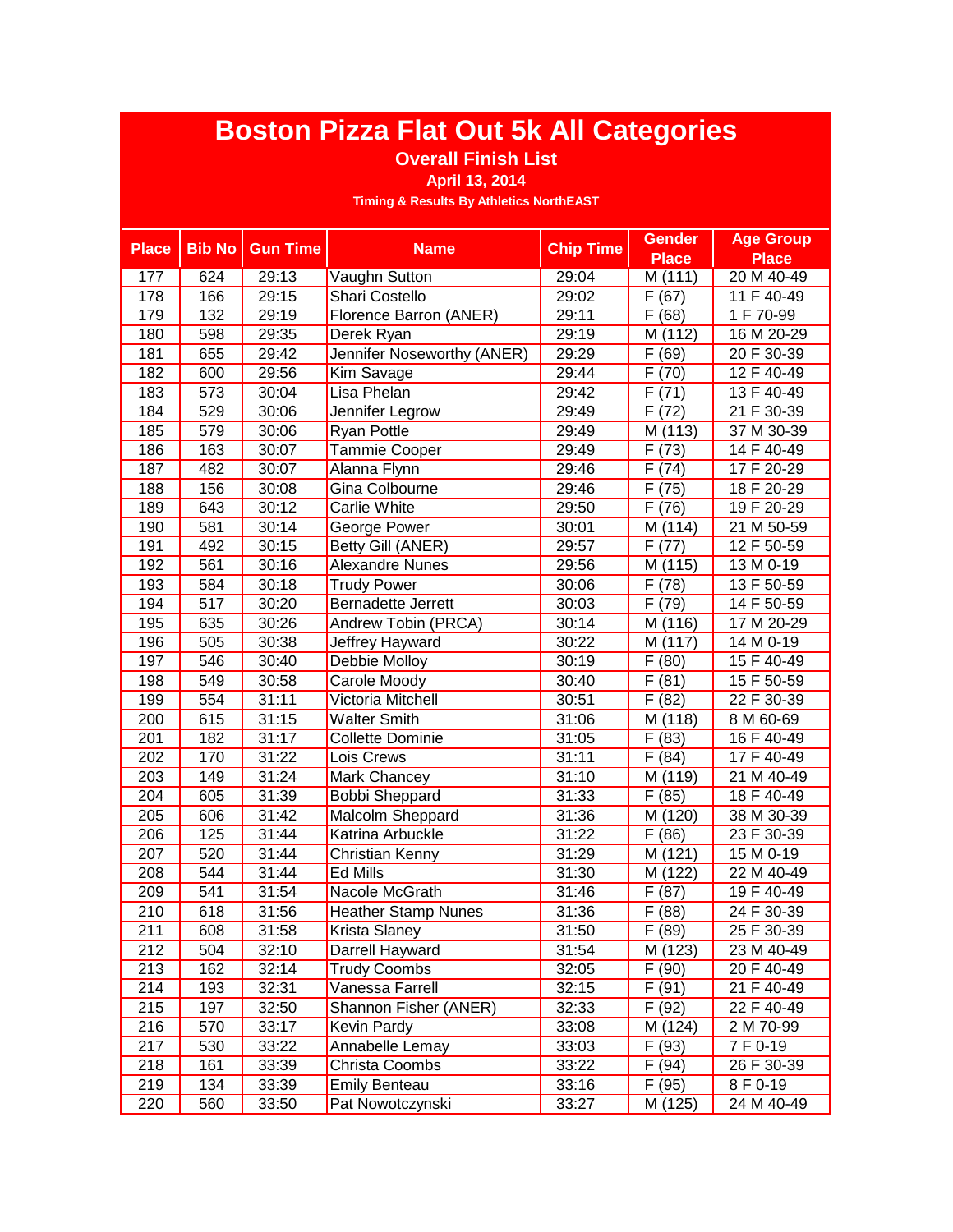# Boston Pizza Flat Out 5k All Categories

## Overall Finish List

**April 13, 2014**

**Timing & Results By Athletics NorthEAST**

| Place | Bib No | Gun Time | Name | Chip Time | Gender Place | Age Group Place |
|---|---|---|---|---|---|---|
| 177 | 624 | 29:13 | Vaughn Sutton | 29:04 | M (111) | 20 M 40-49 |
| 178 | 166 | 29:15 | Shari Costello | 29:02 | F (67) | 11 F 40-49 |
| 179 | 132 | 29:19 | Florence Barron (ANER) | 29:11 | F (68) | 1 F 70-99 |
| 180 | 598 | 29:35 | Derek Ryan | 29:19 | M (112) | 16 M 20-29 |
| 181 | 655 | 29:42 | Jennifer Noseworthy (ANER) | 29:29 | F (69) | 20 F 30-39 |
| 182 | 600 | 29:56 | Kim Savage | 29:44 | F (70) | 12 F 40-49 |
| 183 | 573 | 30:04 | Lisa Phelan | 29:42 | F (71) | 13 F 40-49 |
| 184 | 529 | 30:06 | Jennifer Legrow | 29:49 | F (72) | 21 F 30-39 |
| 185 | 579 | 30:06 | Ryan Pottle | 29:49 | M (113) | 37 M 30-39 |
| 186 | 163 | 30:07 | Tammie Cooper | 29:49 | F (73) | 14 F 40-49 |
| 187 | 482 | 30:07 | Alanna Flynn | 29:46 | F (74) | 17 F 20-29 |
| 188 | 156 | 30:08 | Gina Colbourne | 29:46 | F (75) | 18 F 20-29 |
| 189 | 643 | 30:12 | Carlie White | 29:50 | F (76) | 19 F 20-29 |
| 190 | 581 | 30:14 | George Power | 30:01 | M (114) | 21 M 50-59 |
| 191 | 492 | 30:15 | Betty Gill (ANER) | 29:57 | F (77) | 12 F 50-59 |
| 192 | 561 | 30:16 | Alexandre Nunes | 29:56 | M (115) | 13 M 0-19 |
| 193 | 584 | 30:18 | Trudy Power | 30:06 | F (78) | 13 F 50-59 |
| 194 | 517 | 30:20 | Bernadette Jerrett | 30:03 | F (79) | 14 F 50-59 |
| 195 | 635 | 30:26 | Andrew Tobin (PRCA) | 30:14 | M (116) | 17 M 20-29 |
| 196 | 505 | 30:38 | Jeffrey Hayward | 30:22 | M (117) | 14 M 0-19 |
| 197 | 546 | 30:40 | Debbie Molloy | 30:19 | F (80) | 15 F 40-49 |
| 198 | 549 | 30:58 | Carole Moody | 30:40 | F (81) | 15 F 50-59 |
| 199 | 554 | 31:11 | Victoria Mitchell | 30:51 | F (82) | 22 F 30-39 |
| 200 | 615 | 31:15 | Walter Smith | 31:06 | M (118) | 8 M 60-69 |
| 201 | 182 | 31:17 | Collette Dominie | 31:05 | F (83) | 16 F 40-49 |
| 202 | 170 | 31:22 | Lois Crews | 31:11 | F (84) | 17 F 40-49 |
| 203 | 149 | 31:24 | Mark Chancey | 31:10 | M (119) | 21 M 40-49 |
| 204 | 605 | 31:39 | Bobbi Sheppard | 31:33 | F (85) | 18 F 40-49 |
| 205 | 606 | 31:42 | Malcolm Sheppard | 31:36 | M (120) | 38 M 30-39 |
| 206 | 125 | 31:44 | Katrina Arbuckle | 31:22 | F (86) | 23 F 30-39 |
| 207 | 520 | 31:44 | Christian Kenny | 31:29 | M (121) | 15 M 0-19 |
| 208 | 544 | 31:44 | Ed Mills | 31:30 | M (122) | 22 M 40-49 |
| 209 | 541 | 31:54 | Nacole McGrath | 31:46 | F (87) | 19 F 40-49 |
| 210 | 618 | 31:56 | Heather Stamp Nunes | 31:36 | F (88) | 24 F 30-39 |
| 211 | 608 | 31:58 | Krista Slaney | 31:50 | F (89) | 25 F 30-39 |
| 212 | 504 | 32:10 | Darrell Hayward | 31:54 | M (123) | 23 M 40-49 |
| 213 | 162 | 32:14 | Trudy Coombs | 32:05 | F (90) | 20 F 40-49 |
| 214 | 193 | 32:31 | Vanessa Farrell | 32:15 | F (91) | 21 F 40-49 |
| 215 | 197 | 32:50 | Shannon Fisher (ANER) | 32:33 | F (92) | 22 F 40-49 |
| 216 | 570 | 33:17 | Kevin Pardy | 33:08 | M (124) | 2 M 70-99 |
| 217 | 530 | 33:22 | Annabelle Lemay | 33:03 | F (93) | 7 F 0-19 |
| 218 | 161 | 33:39 | Christa Coombs | 33:22 | F (94) | 26 F 30-39 |
| 219 | 134 | 33:39 | Emily Benteau | 33:16 | F (95) | 8 F 0-19 |
| 220 | 560 | 33:50 | Pat Nowotczynski | 33:27 | M (125) | 24 M 40-49 |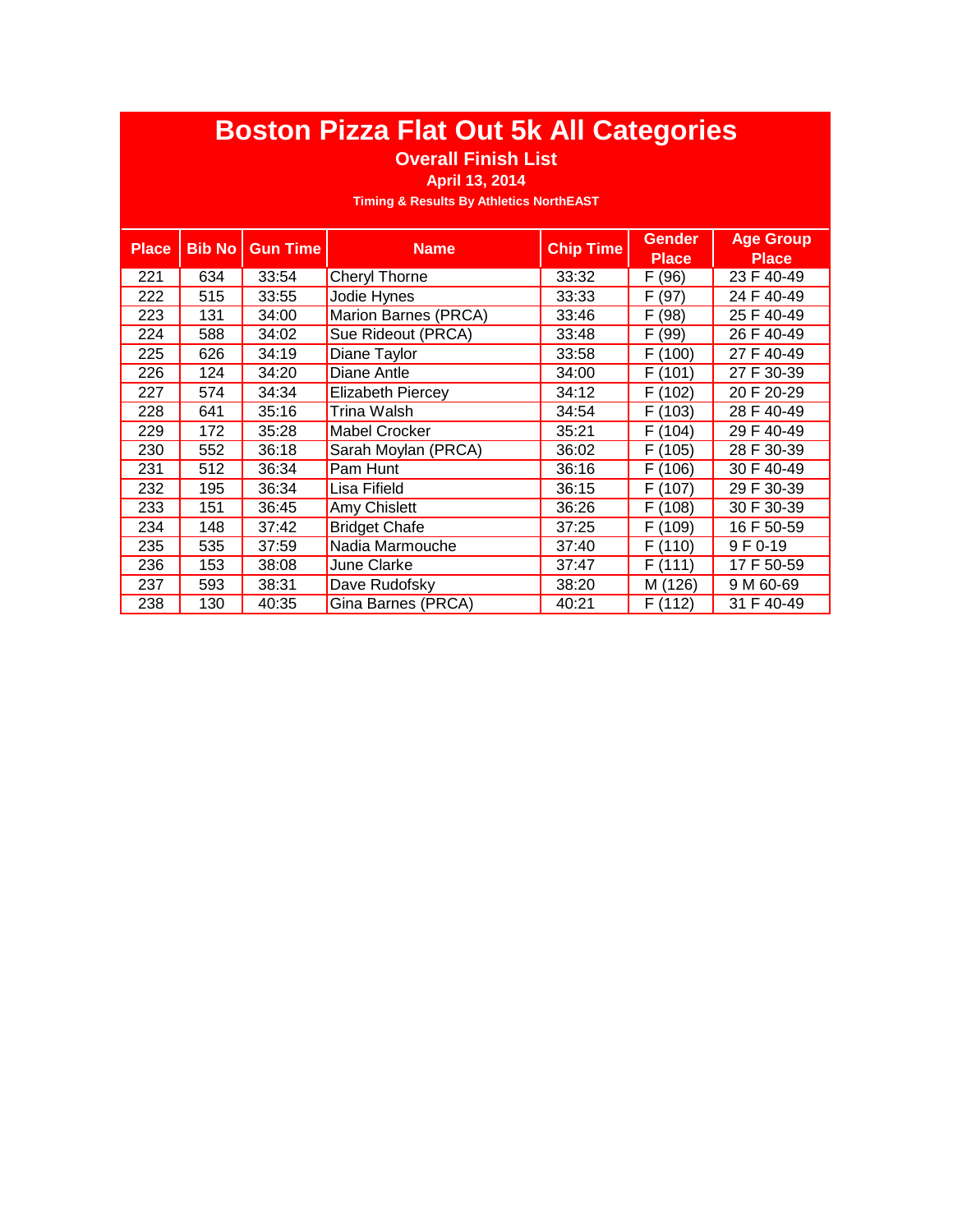# Boston Pizza Flat Out 5k All Categories

**Overall Finish List**

**April 13, 2014**

**Timing & Results By Athletics NorthEAST**

| Place | Bib No | Gun Time | Name | Chip Time | Gender Place | Age Group Place |
|---|---|---|---|---|---|---|
| 221 | 634 | 33:54 | Cheryl Thorne | 33:32 | F (96) | 23 F 40-49 |
| 222 | 515 | 33:55 | Jodie Hynes | 33:33 | F (97) | 24 F 40-49 |
| 223 | 131 | 34:00 | Marion Barnes (PRCA) | 33:46 | F (98) | 25 F 40-49 |
| 224 | 588 | 34:02 | Sue Rideout (PRCA) | 33:48 | F (99) | 26 F 40-49 |
| 225 | 626 | 34:19 | Diane Taylor | 33:58 | F (100) | 27 F 40-49 |
| 226 | 124 | 34:20 | Diane Antle | 34:00 | F (101) | 27 F 30-39 |
| 227 | 574 | 34:34 | Elizabeth Piercey | 34:12 | F (102) | 20 F 20-29 |
| 228 | 641 | 35:16 | Trina Walsh | 34:54 | F (103) | 28 F 40-49 |
| 229 | 172 | 35:28 | Mabel Crocker | 35:21 | F (104) | 29 F 40-49 |
| 230 | 552 | 36:18 | Sarah Moylan (PRCA) | 36:02 | F (105) | 28 F 30-39 |
| 231 | 512 | 36:34 | Pam Hunt | 36:16 | F (106) | 30 F 40-49 |
| 232 | 195 | 36:34 | Lisa Fifield | 36:15 | F (107) | 29 F 30-39 |
| 233 | 151 | 36:45 | Amy Chislett | 36:26 | F (108) | 30 F 30-39 |
| 234 | 148 | 37:42 | Bridget Chafe | 37:25 | F (109) | 16 F 50-59 |
| 235 | 535 | 37:59 | Nadia Marmouche | 37:40 | F (110) | 9 F 0-19 |
| 236 | 153 | 38:08 | June Clarke | 37:47 | F (111) | 17 F 50-59 |
| 237 | 593 | 38:31 | Dave Rudofsky | 38:20 | M (126) | 9 M 60-69 |
| 238 | 130 | 40:35 | Gina Barnes (PRCA) | 40:21 | F (112) | 31 F 40-49 |